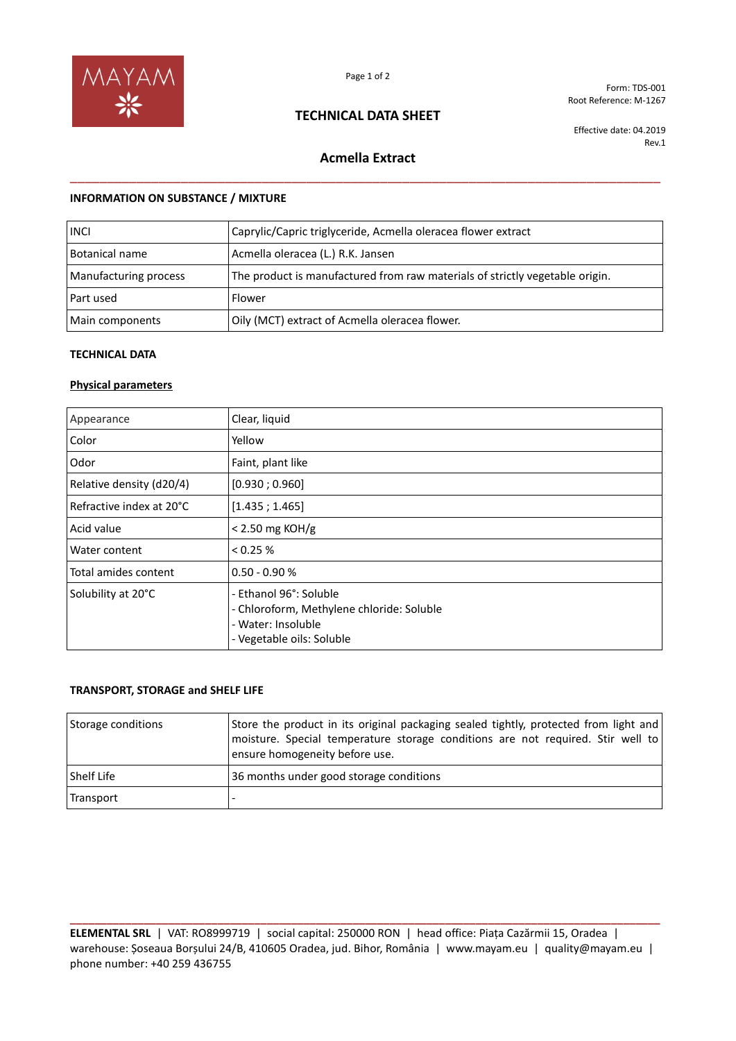Form: TDS-001
Root Reference: M-1267

# TECHNICAL DATA SHEET

Effective date: 04.2019
Rev.1

## Acmella Extract

### INFORMATION ON SUBSTANCE / MIXTURE

| | |
|---|---|
| INCI | Caprylic/Capric triglyceride, Acmella oleracea flower extract |
| Botanical name | Acmella oleracea (L.) R.K. Jansen |
| Manufacturing process | The product is manufactured from raw materials of strictly vegetable origin. |
| Part used | Flower |
| Main components | Oily (MCT) extract of Acmella oleracea flower. |

### TECHNICAL DATA

**Physical parameters**

| | |
|---|---|
| Appearance | Clear, liquid |
| Color | Yellow |
| Odor | Faint, plant like |
| Relative density (d20/4) | [0.930 ; 0.960] |
| Refractive index at 20°C | [1.435 ; 1.465] |
| Acid value | < 2.50 mg KOH/g |
| Water content | < 0.25 % |
| Total amides content | 0.50 - 0.90 % |
| Solubility at 20°C | - Ethanol 96°: Soluble<br>- Chloroform, Methylene chloride: Soluble<br>- Water: Insoluble<br>- Vegetable oils: Soluble |

### TRANSPORT, STORAGE and SHELF LIFE

| | |
|---|---|
| Storage conditions | Store the product in its original packaging sealed tightly, protected from light and moisture. Special temperature storage conditions are not required. Stir well to ensure homogeneity before use. |
| Shelf Life | 36 months under good storage conditions |
| Transport | - |

**ELEMENTAL SRL** | VAT: RO8999719 | social capital: 250000 RON | head office: Piața Cazărmii 15, Oradea | warehouse: Șoseaua Borșului 24/B, 410605 Oradea, jud. Bihor, România | www.mayam.eu | quality@mayam.eu | phone number: +40 259 436755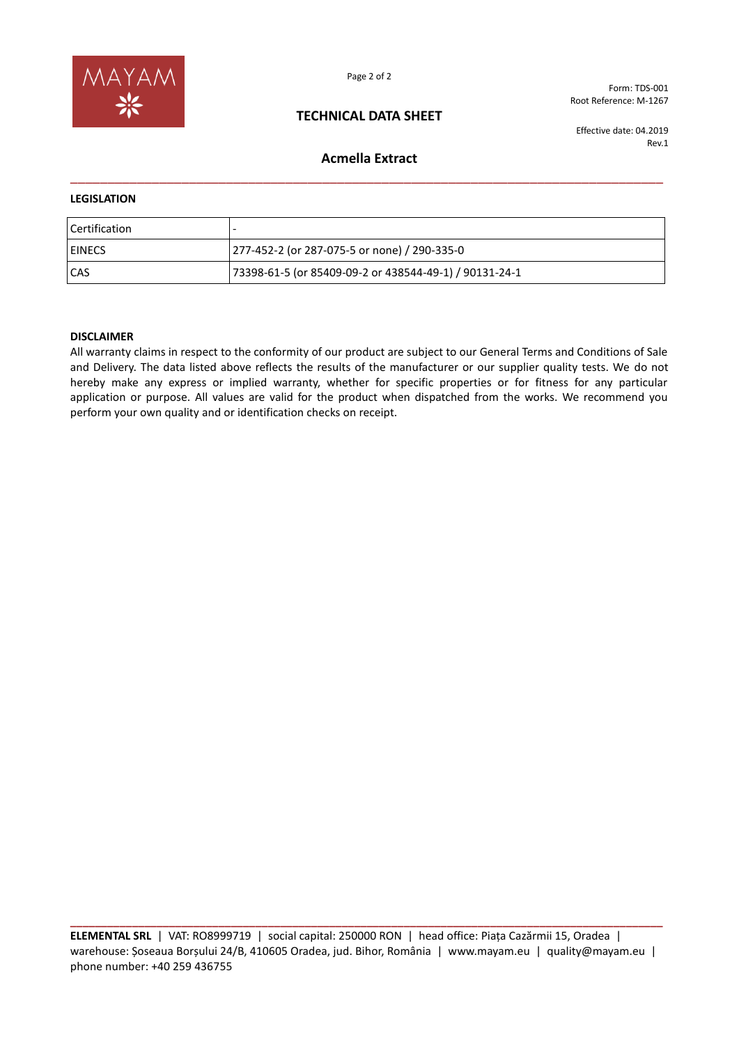## LEGISLATION

| | |
|---|---|
| Certification | - |
| EINECS | 277-452-2 (or 287-075-5 or none) / 290-335-0 |
| CAS | 73398-61-5 (or 85409-09-2 or 438544-49-1) / 90131-24-1 |

## DISCLAIMER

All warranty claims in respect to the conformity of our product are subject to our General Terms and Conditions of Sale and Delivery. The data listed above reflects the results of the manufacturer or our supplier quality tests. We do not hereby make any express or implied warranty, whether for specific properties or for fitness for any particular application or purpose. All values are valid for the product when dispatched from the works. We recommend you perform your own quality and or identification checks on receipt.